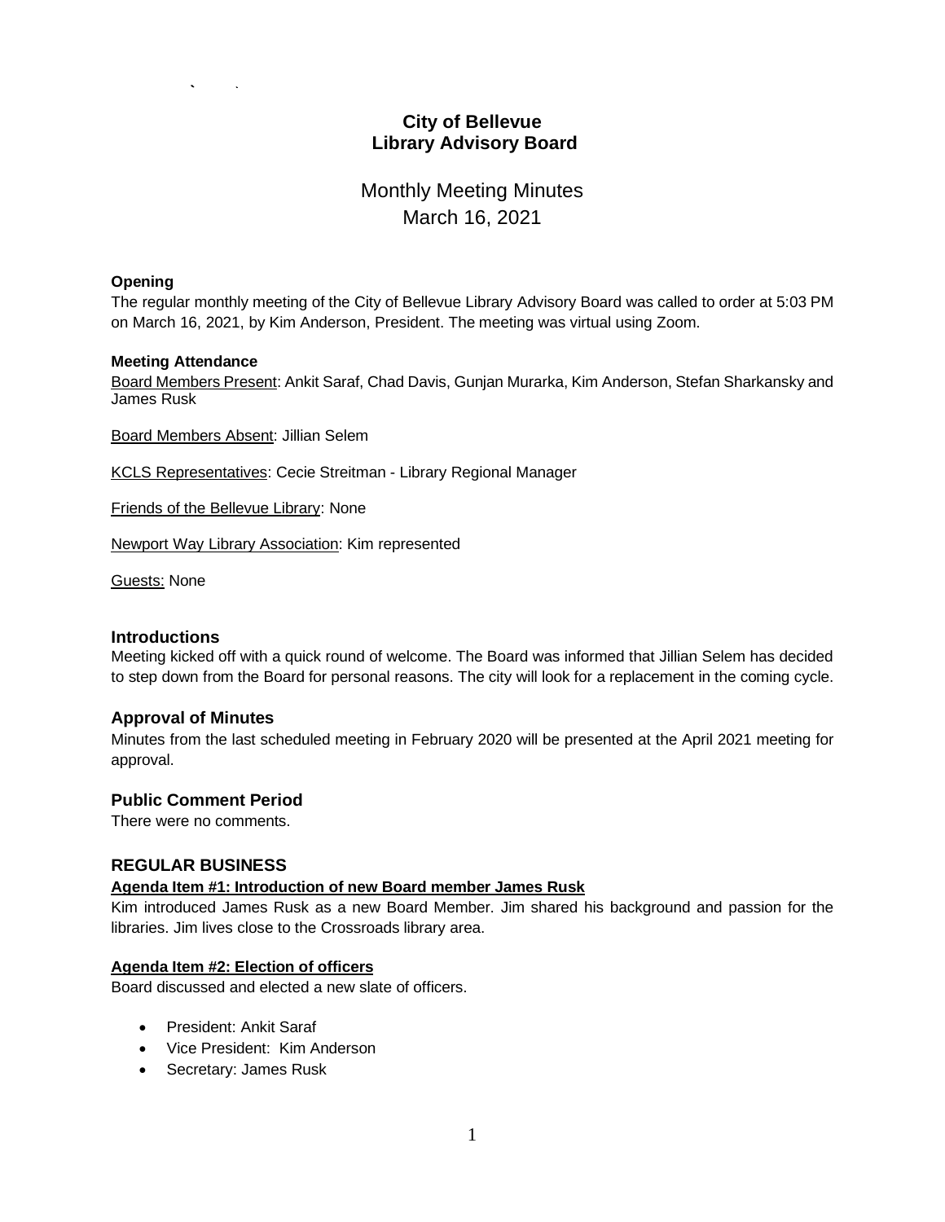# City of Bellevue
# Library Advisory Board

## Monthly Meeting Minutes
## March 16, 2021

**Opening**

The regular monthly meeting of the City of Bellevue Library Advisory Board was called to order at 5:03 PM on March 16, 2021, by Kim Anderson, President. The meeting was virtual using Zoom.

**Meeting Attendance**

Board Members Present: Ankit Saraf, Chad Davis, Gunjan Murarka, Kim Anderson, Stefan Sharkansky and James Rusk

Board Members Absent: Jillian Selem

KCLS Representatives: Cecie Streitman - Library Regional Manager

Friends of the Bellevue Library: None

Newport Way Library Association: Kim represented

Guests: None

### Introductions

Meeting kicked off with a quick round of welcome. The Board was informed that Jillian Selem has decided to step down from the Board for personal reasons. The city will look for a replacement in the coming cycle.

### Approval of Minutes

Minutes from the last scheduled meeting in February 2020 will be presented at the April 2021 meeting for approval.

### Public Comment Period

There were no comments.

### REGULAR BUSINESS

**Agenda Item #1: Introduction of new Board member James Rusk**

Kim introduced James Rusk as a new Board Member. Jim shared his background and passion for the libraries. Jim lives close to the Crossroads library area.

**Agenda Item #2: Election of officers**

Board discussed and elected a new slate of officers.

- President: Ankit Saraf
- Vice President: Kim Anderson
- Secretary: James Rusk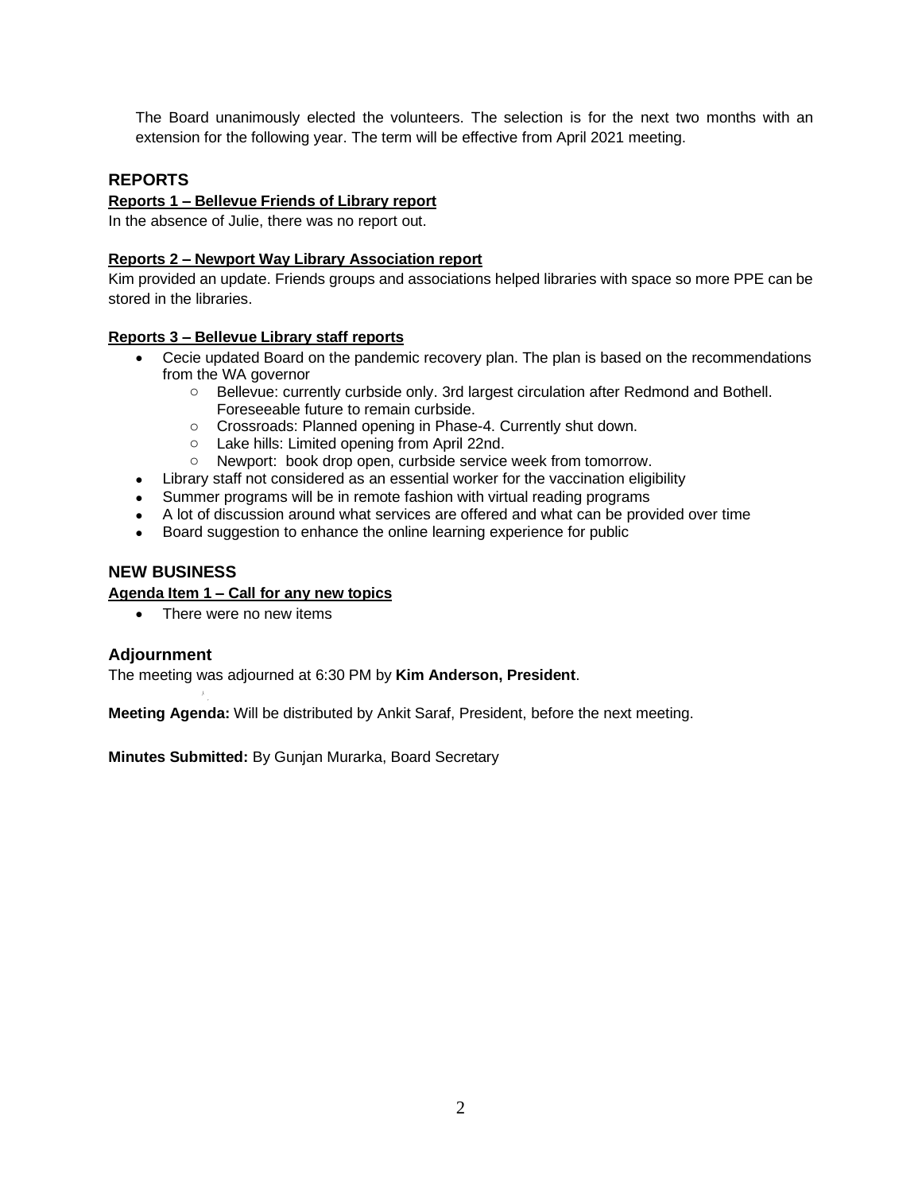The Board unanimously elected the volunteers. The selection is for the next two months with an extension for the following year. The term will be effective from April 2021 meeting.

## REPORTS

**Reports 1 – Bellevue Friends of Library report**

In the absence of Julie, there was no report out.

**Reports 2 – Newport Way Library Association report**

Kim provided an update. Friends groups and associations helped libraries with space so more PPE can be stored in the libraries.

**Reports 3 – Bellevue Library staff reports**

- Cecie updated Board on the pandemic recovery plan. The plan is based on the recommendations from the WA governor
  - Bellevue: currently curbside only. 3rd largest circulation after Redmond and Bothell. Foreseeable future to remain curbside.
  - Crossroads: Planned opening in Phase-4. Currently shut down.
  - Lake hills: Limited opening from April 22nd.
  - Newport: book drop open, curbside service week from tomorrow.
- Library staff not considered as an essential worker for the vaccination eligibility
- Summer programs will be in remote fashion with virtual reading programs
- A lot of discussion around what services are offered and what can be provided over time
- Board suggestion to enhance the online learning experience for public

## NEW BUSINESS

**Agenda Item 1 – Call for any new topics**

- There were no new items

## Adjournment

The meeting was adjourned at 6:30 PM by **Kim Anderson, President**.

**Meeting Agenda:** Will be distributed by Ankit Saraf, President, before the next meeting.

**Minutes Submitted:** By Gunjan Murarka, Board Secretary